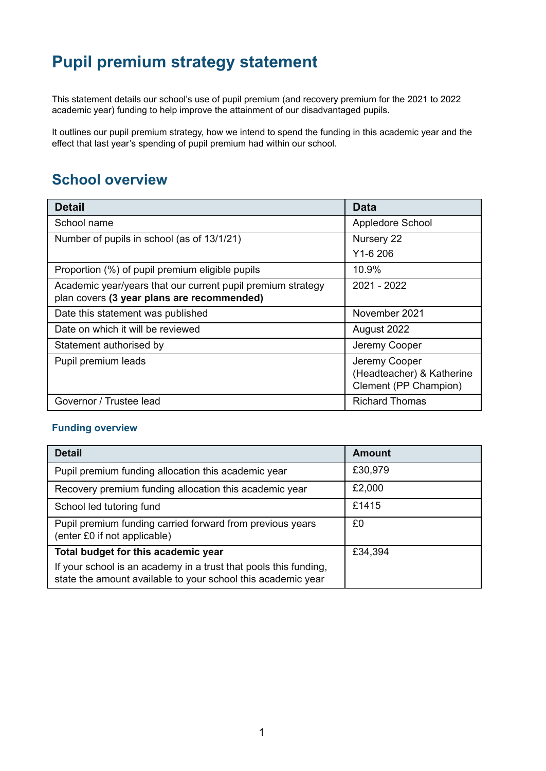# Pupil premium strategy statement

This statement details our school's use of pupil premium (and recovery premium for the 2021 to 2022 academic year) funding to help improve the attainment of our disadvantaged pupils.

It outlines our pupil premium strategy, how we intend to spend the funding in this academic year and the effect that last year's spending of pupil premium had within our school.

## School overview

| Detail | Data |
|---|---|
| School name | Appledore School |
| Number of pupils in school (as of 13/1/21) | Nursery 22<br>Y1-6 206 |
| Proportion (%) of pupil premium eligible pupils | 10.9% |
| Academic year/years that our current pupil premium strategy plan covers **(3 year plans are recommended)** | 2021 - 2022 |
| Date this statement was published | November 2021 |
| Date on which it will be reviewed | August 2022 |
| Statement authorised by | Jeremy Cooper |
| Pupil premium leads | Jeremy Cooper (Headteacher) & Katherine Clement (PP Champion) |
| Governor / Trustee lead | Richard Thomas |

### Funding overview

| Detail | Amount |
|---|---|
| Pupil premium funding allocation this academic year | £30,979 |
| Recovery premium funding allocation this academic year | £2,000 |
| School led tutoring fund | £1415 |
| Pupil premium funding carried forward from previous years (enter £0 if not applicable) | £0 |
| **Total budget for this academic year**<br>If your school is an academy in a trust that pools this funding, state the amount available to your school this academic year | £34,394 |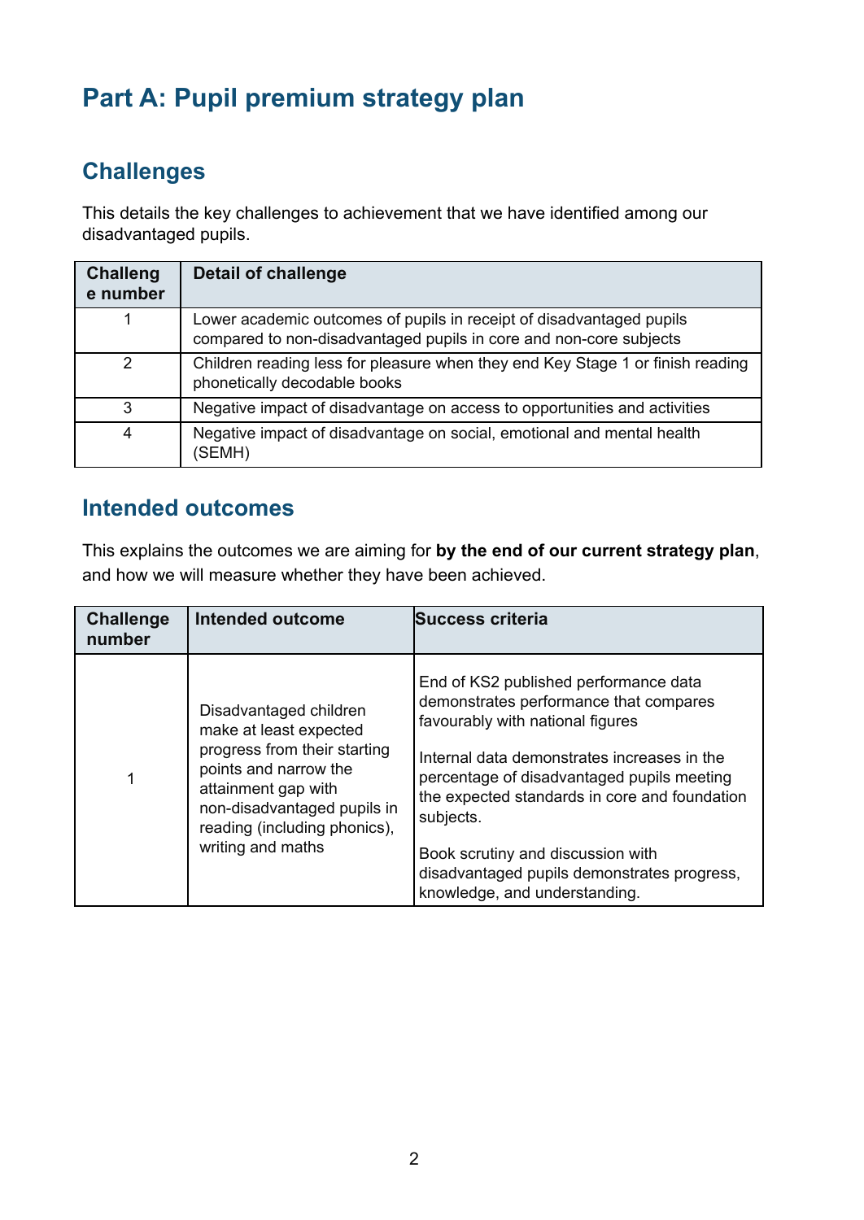# Part A: Pupil premium strategy plan

## Challenges

This details the key challenges to achievement that we have identified among our disadvantaged pupils.

| Challenge number | Detail of challenge |
|---|---|
| 1 | Lower academic outcomes of pupils in receipt of disadvantaged pupils compared to non-disadvantaged pupils in core and non-core subjects |
| 2 | Children reading less for pleasure when they end Key Stage 1 or finish reading phonetically decodable books |
| 3 | Negative impact of disadvantage on access to opportunities and activities |
| 4 | Negative impact of disadvantage on social, emotional and mental health (SEMH) |

## Intended outcomes

This explains the outcomes we are aiming for **by the end of our current strategy plan**, and how we will measure whether they have been achieved.

| Challenge number | Intended outcome | Success criteria |
|---|---|---|
| 1 | Disadvantaged children make at least expected progress from their starting points and narrow the attainment gap with non-disadvantaged pupils in reading (including phonics), writing and maths | End of KS2 published performance data demonstrates performance that compares favourably with national figures<br><br>Internal data demonstrates increases in the percentage of disadvantaged pupils meeting the expected standards in core and foundation subjects.<br><br>Book scrutiny and discussion with disadvantaged pupils demonstrates progress, knowledge, and understanding. |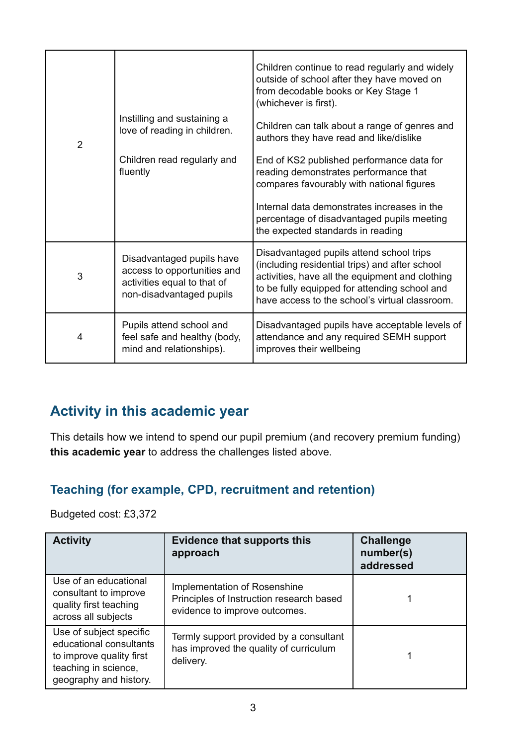| | | |
|---|---|---|
| 2 | Instilling and sustaining a love of reading in children.<br><br>Children read regularly and fluently | Children continue to read regularly and widely outside of school after they have moved on from decodable books or Key Stage 1 (whichever is first).<br><br>Children can talk about a range of genres and authors they have read and like/dislike<br><br>End of KS2 published performance data for reading demonstrates performance that compares favourably with national figures<br><br>Internal data demonstrates increases in the percentage of disadvantaged pupils meeting the expected standards in reading |
| 3 | Disadvantaged pupils have access to opportunities and activities equal to that of non-disadvantaged pupils | Disadvantaged pupils attend school trips (including residential trips) and after school activities, have all the equipment and clothing to be fully equipped for attending school and have access to the school's virtual classroom. |
| 4 | Pupils attend school and feel safe and healthy (body, mind and relationships). | Disadvantaged pupils have acceptable levels of attendance and any required SEMH support improves their wellbeing |

## Activity in this academic year

This details how we intend to spend our pupil premium (and recovery premium funding) **this academic year** to address the challenges listed above.

### Teaching (for example, CPD, recruitment and retention)

Budgeted cost: £3,372

| Activity | Evidence that supports this approach | Challenge number(s) addressed |
|---|---|---|
| Use of an educational consultant to improve quality first teaching across all subjects | Implementation of Rosenshine Principles of Instruction research based evidence to improve outcomes. | 1 |
| Use of subject specific educational consultants to improve quality first teaching in science, geography and history. | Termly support provided by a consultant has improved the quality of curriculum delivery. | 1 |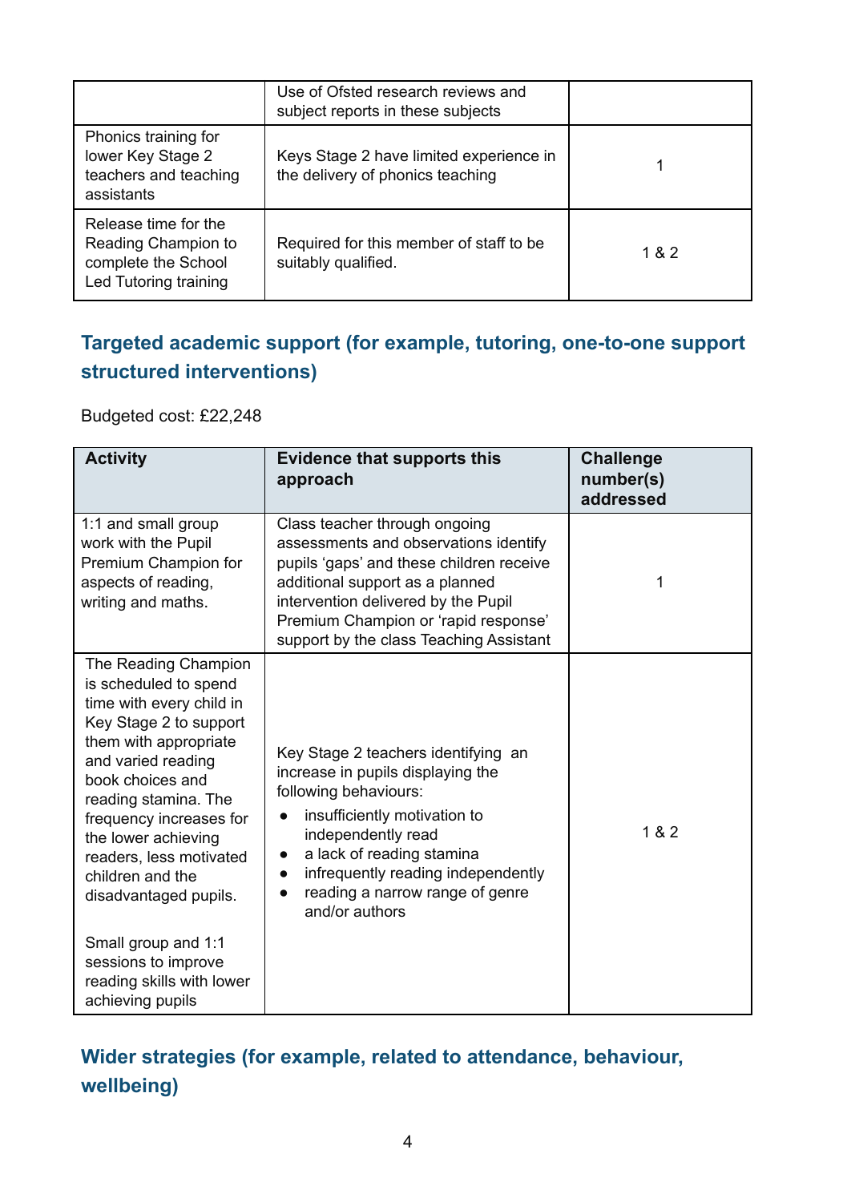|  | Use of Ofsted research reviews and subject reports in these subjects |  |
|---|---|---|
| Phonics training for lower Key Stage 2 teachers and teaching assistants | Keys Stage 2 have limited experience in the delivery of phonics teaching | 1 |
| Release time for the Reading Champion to complete the School Led Tutoring training | Required for this member of staff to be suitably qualified. | 1 & 2 |

## Targeted academic support (for example, tutoring, one-to-one support structured interventions)

Budgeted cost: £22,248

| Activity | Evidence that supports this approach | Challenge number(s) addressed |
|---|---|---|
| 1:1 and small group work with the Pupil Premium Champion for aspects of reading, writing and maths. | Class teacher through ongoing assessments and observations identify pupils 'gaps' and these children receive additional support as a planned intervention delivered by the Pupil Premium Champion or 'rapid response' support by the class Teaching Assistant | 1 |
| The Reading Champion is scheduled to spend time with every child in Key Stage 2 to support them with appropriate and varied reading book choices and reading stamina. The frequency increases for the lower achieving readers, less motivated children and the disadvantaged pupils.<br><br>Small group and 1:1 sessions to improve reading skills with lower achieving pupils | Key Stage 2 teachers identifying an increase in pupils displaying the following behaviours:<br>● insufficiently motivation to independently read<br>● a lack of reading stamina<br>● infrequently reading independently<br>● reading a narrow range of genre and/or authors | 1 & 2 |

## Wider strategies (for example, related to attendance, behaviour, wellbeing)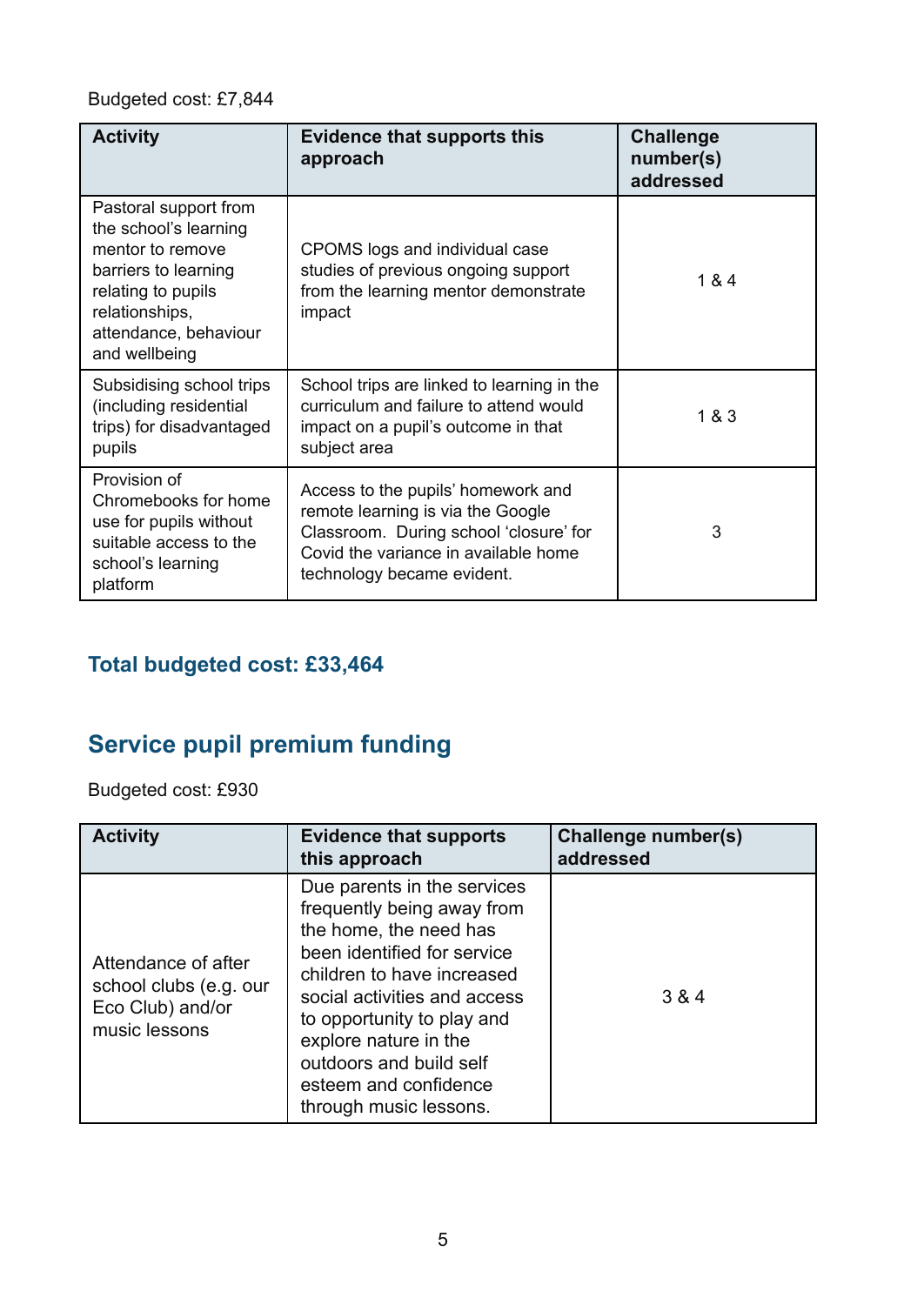Budgeted cost: £7,844

| Activity | Evidence that supports this approach | Challenge number(s) addressed |
|---|---|---|
| Pastoral support from the school's learning mentor to remove barriers to learning relating to pupils relationships, attendance, behaviour and wellbeing | CPOMS logs and individual case studies of previous ongoing support from the learning mentor demonstrate impact | 1 & 4 |
| Subsidising school trips (including residential trips) for disadvantaged pupils | School trips are linked to learning in the curriculum and failure to attend would impact on a pupil's outcome in that subject area | 1 & 3 |
| Provision of Chromebooks for home use for pupils without suitable access to the school's learning platform | Access to the pupils' homework and remote learning is via the Google Classroom. During school 'closure' for Covid the variance in available home technology became evident. | 3 |

## Total budgeted cost: £33,464

## Service pupil premium funding

Budgeted cost: £930

| Activity | Evidence that supports this approach | Challenge number(s) addressed |
|---|---|---|
| Attendance of after school clubs (e.g. our Eco Club) and/or music lessons | Due parents in the services frequently being away from the home, the need has been identified for service children to have increased social activities and access to opportunity to play and explore nature in the outdoors and build self esteem and confidence through music lessons. | 3 & 4 |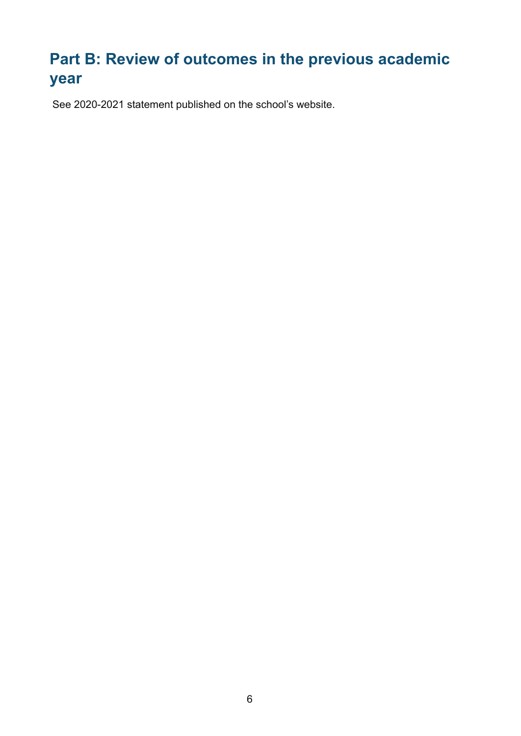## Part B: Review of outcomes in the previous academic year

See 2020-2021 statement published on the school's website.